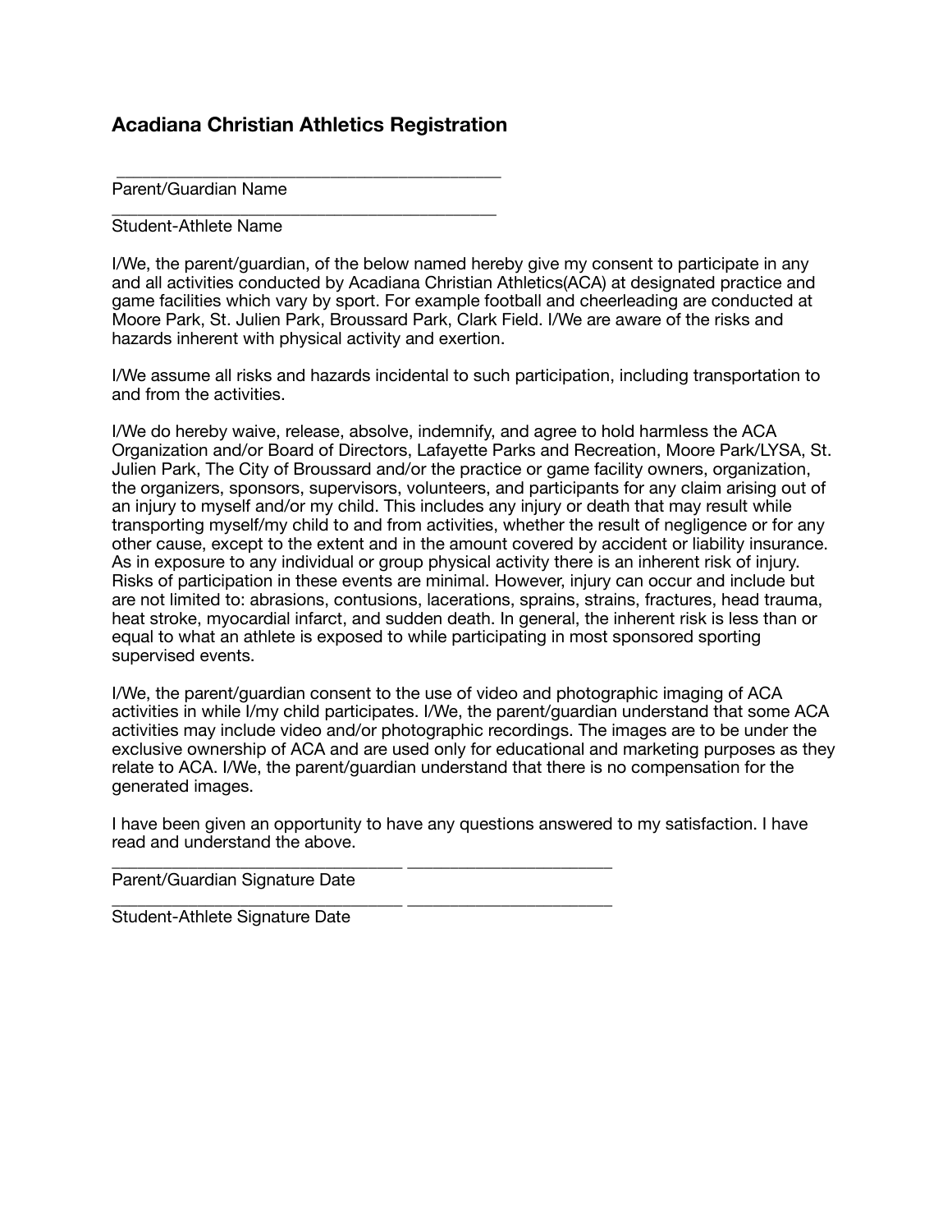## Acadiana Christian Athletics Registration

\_\_\_\_\_\_\_\_\_\_\_\_\_\_\_\_\_\_\_\_\_\_\_\_\_\_\_\_\_\_\_\_\_\_\_\_\_\_\_\_\_\_\_\_

Parent/Guardian Name

\_\_\_\_\_\_\_\_\_\_\_\_\_\_\_\_\_\_\_\_\_\_\_\_\_\_\_\_\_\_\_\_\_\_\_\_\_\_\_\_\_\_\_\_

Student-Athlete Name

I/We, the parent/guardian, of the below named hereby give my consent to participate in any and all activities conducted by Acadiana Christian Athletics(ACA) at designated practice and game facilities which vary by sport. For example football and cheerleading are conducted at Moore Park, St. Julien Park, Broussard Park, Clark Field. I/We are aware of the risks and hazards inherent with physical activity and exertion.

I/We assume all risks and hazards incidental to such participation, including transportation to and from the activities.

I/We do hereby waive, release, absolve, indemnify, and agree to hold harmless the ACA Organization and/or Board of Directors, Lafayette Parks and Recreation, Moore Park/LYSA, St. Julien Park, The City of Broussard and/or the practice or game facility owners, organization, the organizers, sponsors, supervisors, volunteers, and participants for any claim arising out of an injury to myself and/or my child. This includes any injury or death that may result while transporting myself/my child to and from activities, whether the result of negligence or for any other cause, except to the extent and in the amount covered by accident or liability insurance. As in exposure to any individual or group physical activity there is an inherent risk of injury. Risks of participation in these events are minimal. However, injury can occur and include but are not limited to: abrasions, contusions, lacerations, sprains, strains, fractures, head trauma, heat stroke, myocardial infarct, and sudden death. In general, the inherent risk is less than or equal to what an athlete is exposed to while participating in most sponsored sporting supervised events.

I/We, the parent/guardian consent to the use of video and photographic imaging of ACA activities in while I/my child participates. I/We, the parent/guardian understand that some ACA activities may include video and/or photographic recordings. The images are to be under the exclusive ownership of ACA and are used only for educational and marketing purposes as they relate to ACA. I/We, the parent/guardian understand that there is no compensation for the generated images.

I have been given an opportunity to have any questions answered to my satisfaction. I have read and understand the above.

\_\_\_\_\_\_\_\_\_\_\_\_\_\_\_\_\_\_\_\_\_\_\_\_\_\_\_\_\_\_\_\_\_\_ \_\_\_\_\_\_\_\_\_\_\_\_\_\_\_\_\_\_\_\_\_\_\_\_

Parent/Guardian Signature Date

\_\_\_\_\_\_\_\_\_\_\_\_\_\_\_\_\_\_\_\_\_\_\_\_\_\_\_\_\_\_\_\_\_\_ \_\_\_\_\_\_\_\_\_\_\_\_\_\_\_\_\_\_\_\_\_\_\_\_

Student-Athlete Signature Date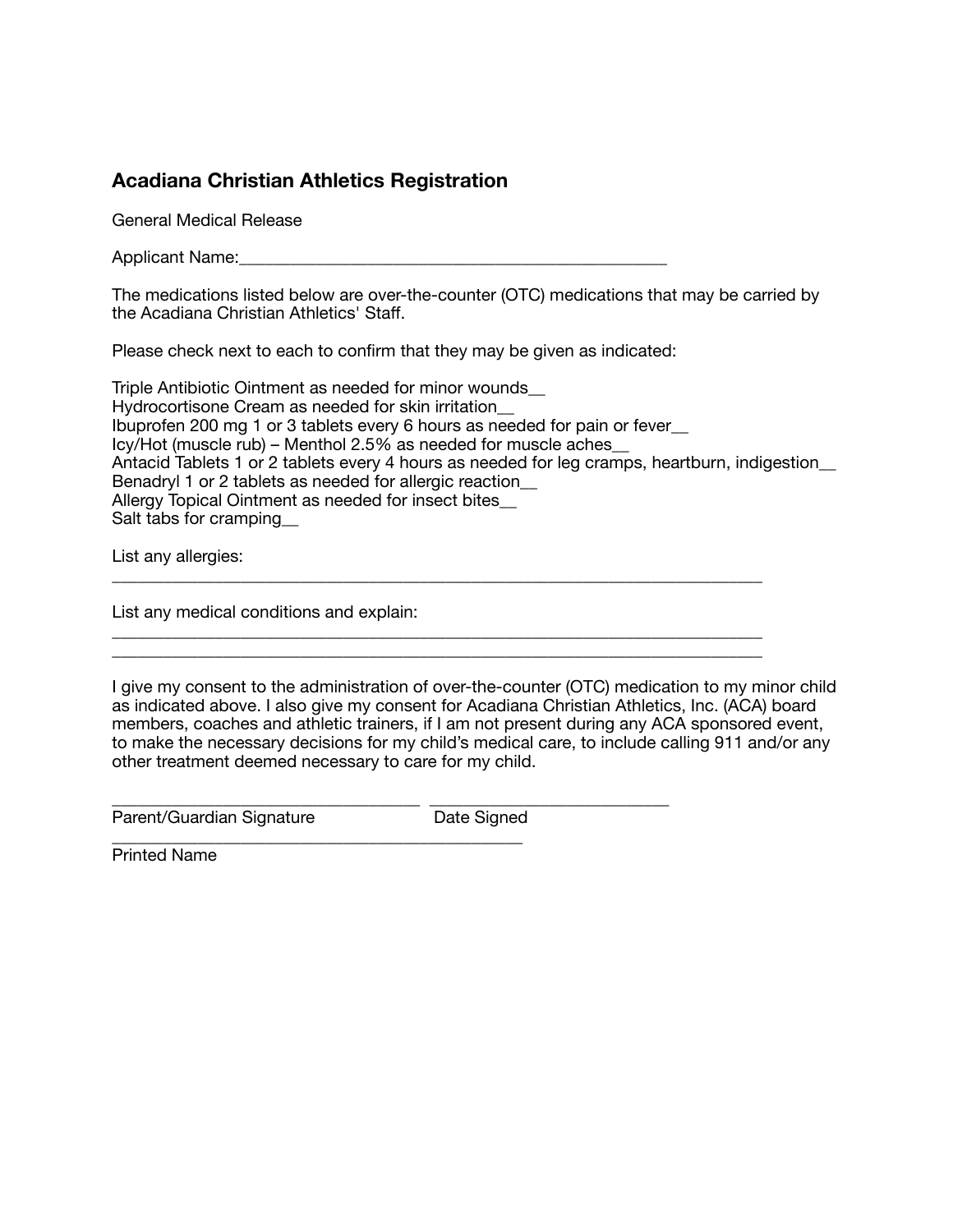## Acadiana Christian Athletics Registration

General Medical Release

Applicant Name:_______________________________________________

The medications listed below are over-the-counter (OTC) medications that may be carried by the Acadiana Christian Athletics' Staff.

Please check next to each to confirm that they may be given as indicated:

Triple Antibiotic Ointment as needed for minor wounds__
Hydrocortisone Cream as needed for skin irritation__
Ibuprofen 200 mg 1 or 3 tablets every 6 hours as needed for pain or fever__
Icy/Hot (muscle rub) – Menthol 2.5% as needed for muscle aches__
Antacid Tablets 1 or 2 tablets every 4 hours as needed for leg cramps, heartburn, indigestion__
Benadryl 1 or 2 tablets as needed for allergic reaction__
Allergy Topical Ointment as needed for insect bites__
Salt tabs for cramping__

List any allergies:
_________________________________________________________________________

List any medical conditions and explain:
_________________________________________________________________________
_________________________________________________________________________

I give my consent to the administration of over-the-counter (OTC) medication to my minor child as indicated above. I also give my consent for Acadiana Christian Athletics, Inc. (ACA) board members, coaches and athletic trainers, if I am not present during any ACA sponsored event, to make the necessary decisions for my child's medical care, to include calling 911 and/or any other treatment deemed necessary to care for my child.

_________________________________ __________________________
Parent/Guardian Signature Date Signed

_____________________________________________
Printed Name